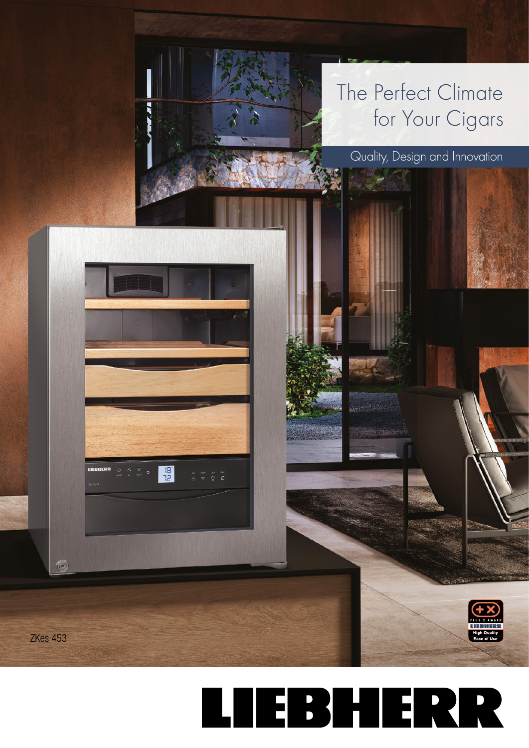# The Perfect Climate for Your Cigars

## Quality, Design and Innovation

ZKes 453

LIEBHERR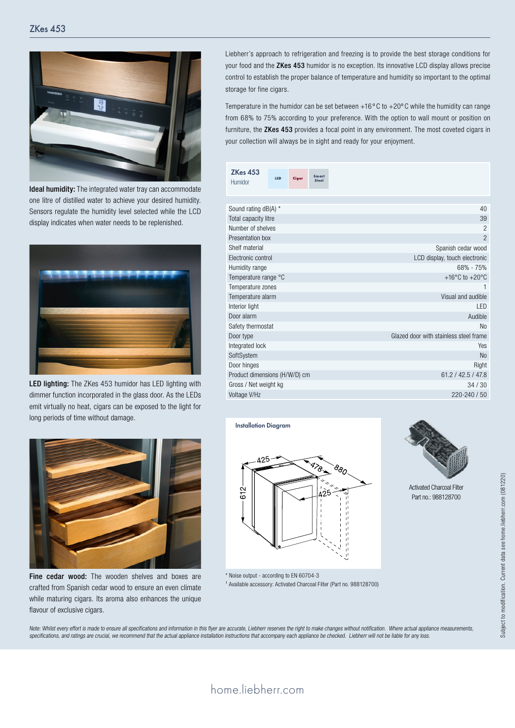## ZKes 453

**Ideal humidity:** The integrated water tray can accommodate one litre of distilled water to achieve your desired humidity. Sensors regulate the humidity level selected while the LCD display indicates when water needs to be replenished.

**LED lighting:** The ZKes 453 humidor has LED lighting with dimmer function incorporated in the glass door. As the LEDs emit virtually no heat, cigars can be exposed to the light for long periods of time without damage.

**Fine cedar wood:** The wooden shelves and boxes are crafted from Spanish cedar wood to ensure an even climate while maturing cigars. Its aroma also enhances the unique flavour of exclusive cigars.

Liebherr's approach to refrigeration and freezing is to provide the best storage conditions for your food and the **ZKes 453** humidor is no exception. Its innovative LCD display allows precise control to establish the proper balance of temperature and humidity so important to the optimal storage for fine cigars.

Temperature in the humidor can be set between +16°C to +20°C while the humidity can range from 68% to 75% according to your preference. With the option to wall mount or position on furniture, the **ZKes 453** provides a focal point in any environment. The most coveted cigars in your collection will always be in sight and ready for your enjoyment.

**ZKes 453**
Humidor

LED | Cigar | Smart Steel

| | |
|---|---|
| Sound rating dB(A) * | 40 |
| Total capacity litre | 39 |
| Number of shelves | 2 |
| Presentation box | 2 |
| Shelf material | Spanish cedar wood |
| Electronic control | LCD display, touch electronic |
| Humidity range | 68% - 75% |
| Temperature range °C | +16°C to +20°C |
| Temperature zones | 1 |
| Temperature alarm | Visual and audible |
| Interior light | LED |
| Door alarm | Audible |
| Safety thermostat | No |
| Door type | Glazed door with stainless steel frame |
| Integrated lock | Yes |
| SoftSystem | No |
| Door hinges | Right |
| Product dimensions (H/W/D) cm | 61.2 / 42.5 / 47.8 |
| Gross / Net weight kg | 34 / 30 |
| Voltage V/Hz | 220-240 / 50 |

**Installation Diagram**

425
478
880
612
425

Activated Charcoal Filter
Part no.: 988128700

\* Noise output - according to EN 60704-3

[1] Available accessory: Activated Charcoal Filter (Part no. 988128700)

*Note: Whilst every effort is made to ensure all specifications and information in this flyer are accurate, Liebherr reserves the right to make changes without notification. Where actual appliance measurements, specifications, and ratings are crucial, we recommend that the actual appliance installation instructions that accompany each appliance be checked. Liebherr will not be liable for any loss.*

Subject to modification. Current data see home.liebherr.com (081220)

home.liebherr.com